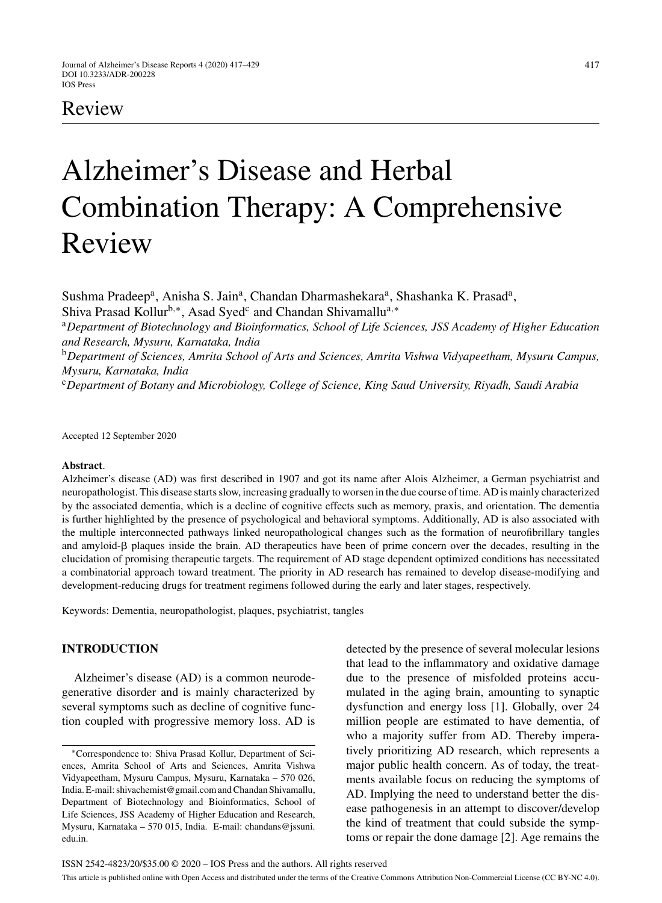Review

# Alzheimer's Disease and Herbal Combination Therapy: A Comprehensive Review

Sushma Pradeep[a], Anisha S. Jain[a], Chandan Dharmashekara[a], Shashanka K. Prasad[a], Shiva Prasad Kollur[b,*], Asad Syed[c] and Chandan Shivamallu[a,*]

[a]*Department of Biotechnology and Bioinformatics, School of Life Sciences, JSS Academy of Higher Education and Research, Mysuru, Karnataka, India*

[b]*Department of Sciences, Amrita School of Arts and Sciences, Amrita Vishwa Vidyapeetham, Mysuru Campus, Mysuru, Karnataka, India*

[c]*Department of Botany and Microbiology, College of Science, King Saud University, Riyadh, Saudi Arabia*

Accepted 12 September 2020

**Abstract**. Alzheimer's disease (AD) was first described in 1907 and got its name after Alois Alzheimer, a German psychiatrist and neuropathologist. This disease starts slow, increasing gradually to worsen in the due course of time. AD is mainly characterized by the associated dementia, which is a decline of cognitive effects such as memory, praxis, and orientation. The dementia is further highlighted by the presence of psychological and behavioral symptoms. Additionally, AD is also associated with the multiple interconnected pathways linked neuropathological changes such as the formation of neurofibrillary tangles and amyloid-β plaques inside the brain. AD therapeutics have been of prime concern over the decades, resulting in the elucidation of promising therapeutic targets. The requirement of AD stage dependent optimized conditions has necessitated a combinatorial approach toward treatment. The priority in AD research has remained to develop disease-modifying and development-reducing drugs for treatment regimens followed during the early and later stages, respectively.

Keywords: Dementia, neuropathologist, plaques, psychiatrist, tangles

## INTRODUCTION

Alzheimer's disease (AD) is a common neurodegenerative disorder and is mainly characterized by several symptoms such as decline of cognitive function coupled with progressive memory loss. AD is detected by the presence of several molecular lesions that lead to the inflammatory and oxidative damage due to the presence of misfolded proteins accumulated in the aging brain, amounting to synaptic dysfunction and energy loss [1]. Globally, over 24 million people are estimated to have dementia, of who a majority suffer from AD. Thereby imperatively prioritizing AD research, which represents a major public health concern. As of today, the treatments available focus on reducing the symptoms of AD. Implying the need to understand better the disease pathogenesis in an attempt to discover/develop the kind of treatment that could subside the symptoms or repair the done damage [2]. Age remains the

*Correspondence to: Shiva Prasad Kollur, Department of Sciences, Amrita School of Arts and Sciences, Amrita Vishwa Vidyapeetham, Mysuru Campus, Mysuru, Karnataka – 570 026, India. E-mail: shivachemist@gmail.com and Chandan Shivamallu, Department of Biotechnology and Bioinformatics, School of Life Sciences, JSS Academy of Higher Education and Research, Mysuru, Karnataka – 570 015, India. E-mail: chandans@jssuni.edu.in.

ISSN 2542-4823/20/$35.00 © 2020 – IOS Press and the authors. All rights reserved

This article is published online with Open Access and distributed under the terms of the Creative Commons Attribution Non-Commercial License (CC BY-NC 4.0).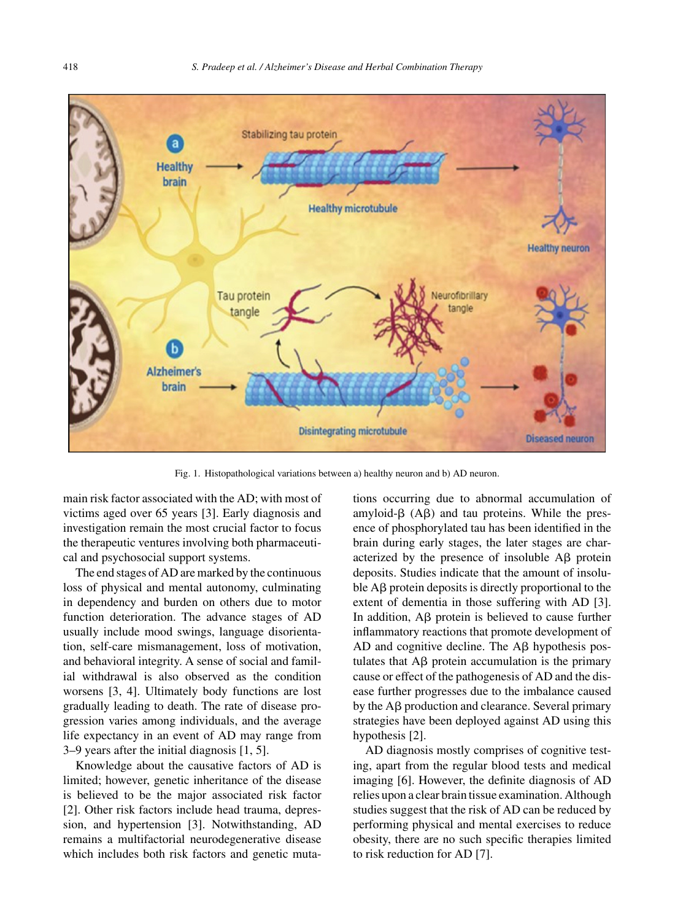Fig. 1. Histopathological variations between a) healthy neuron and b) AD neuron.

main risk factor associated with the AD; with most of victims aged over 65 years [3]. Early diagnosis and investigation remain the most crucial factor to focus the therapeutic ventures involving both pharmaceutical and psychosocial support systems.

The end stages of AD are marked by the continuous loss of physical and mental autonomy, culminating in dependency and burden on others due to motor function deterioration. The advance stages of AD usually include mood swings, language disorientation, self-care mismanagement, loss of motivation, and behavioral integrity. A sense of social and familial withdrawal is also observed as the condition worsens [3, 4]. Ultimately body functions are lost gradually leading to death. The rate of disease progression varies among individuals, and the average life expectancy in an event of AD may range from 3–9 years after the initial diagnosis [1, 5].

Knowledge about the causative factors of AD is limited; however, genetic inheritance of the disease is believed to be the major associated risk factor [2]. Other risk factors include head trauma, depression, and hypertension [3]. Notwithstanding, AD remains a multifactorial neurodegenerative disease which includes both risk factors and genetic mutations occurring due to abnormal accumulation of amyloid-β (Aβ) and tau proteins. While the presence of phosphorylated tau has been identified in the brain during early stages, the later stages are characterized by the presence of insoluble Aβ protein deposits. Studies indicate that the amount of insoluble Aβ protein deposits is directly proportional to the extent of dementia in those suffering with AD [3]. In addition, Aβ protein is believed to cause further inflammatory reactions that promote development of AD and cognitive decline. The Aβ hypothesis postulates that Aβ protein accumulation is the primary cause or effect of the pathogenesis of AD and the disease further progresses due to the imbalance caused by the Aβ production and clearance. Several primary strategies have been deployed against AD using this hypothesis [2].

AD diagnosis mostly comprises of cognitive testing, apart from the regular blood tests and medical imaging [6]. However, the definite diagnosis of AD relies upon a clear brain tissue examination. Although studies suggest that the risk of AD can be reduced by performing physical and mental exercises to reduce obesity, there are no such specific therapies limited to risk reduction for AD [7].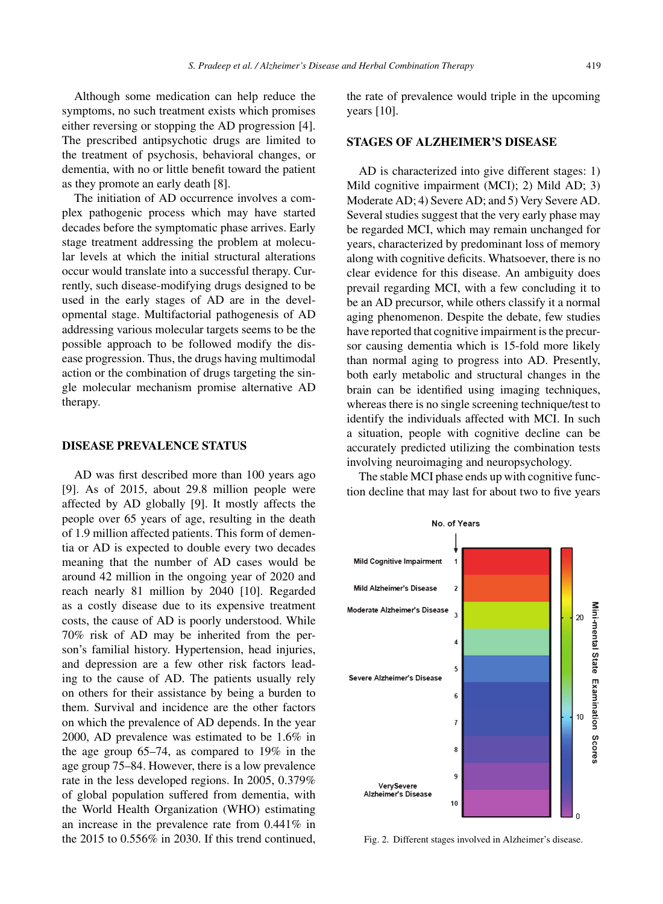Although some medication can help reduce the symptoms, no such treatment exists which promises either reversing or stopping the AD progression [4]. The prescribed antipsychotic drugs are limited to the treatment of psychosis, behavioral changes, or dementia, with no or little benefit toward the patient as they promote an early death [8].

The initiation of AD occurrence involves a complex pathogenic process which may have started decades before the symptomatic phase arrives. Early stage treatment addressing the problem at molecular levels at which the initial structural alterations occur would translate into a successful therapy. Currently, such disease-modifying drugs designed to be used in the early stages of AD are in the developmental stage. Multifactorial pathogenesis of AD addressing various molecular targets seems to be the possible approach to be followed modify the disease progression. Thus, the drugs having multimodal action or the combination of drugs targeting the single molecular mechanism promise alternative AD therapy.

## DISEASE PREVALENCE STATUS

AD was first described more than 100 years ago [9]. As of 2015, about 29.8 million people were affected by AD globally [9]. It mostly affects the people over 65 years of age, resulting in the death of 1.9 million affected patients. This form of dementia or AD is expected to double every two decades meaning that the number of AD cases would be around 42 million in the ongoing year of 2020 and reach nearly 81 million by 2040 [10]. Regarded as a costly disease due to its expensive treatment costs, the cause of AD is poorly understood. While 70% risk of AD may be inherited from the person's familial history. Hypertension, head injuries, and depression are a few other risk factors leading to the cause of AD. The patients usually rely on others for their assistance by being a burden to them. Survival and incidence are the other factors on which the prevalence of AD depends. In the year 2000, AD prevalence was estimated to be 1.6% in the age group 65–74, as compared to 19% in the age group 75–84. However, there is a low prevalence rate in the less developed regions. In 2005, 0.379% of global population suffered from dementia, with the World Health Organization (WHO) estimating an increase in the prevalence rate from 0.441% in the 2015 to 0.556% in 2030. If this trend continued, the rate of prevalence would triple in the upcoming years [10].

## STAGES OF ALZHEIMER'S DISEASE

AD is characterized into give different stages: 1) Mild cognitive impairment (MCI); 2) Mild AD; 3) Moderate AD; 4) Severe AD; and 5) Very Severe AD. Several studies suggest that the very early phase may be regarded MCI, which may remain unchanged for years, characterized by predominant loss of memory along with cognitive deficits. Whatsoever, there is no clear evidence for this disease. An ambiguity does prevail regarding MCI, with a few concluding it to be an AD precursor, while others classify it a normal aging phenomenon. Despite the debate, few studies have reported that cognitive impairment is the precursor causing dementia which is 15-fold more likely than normal aging to progress into AD. Presently, both early metabolic and structural changes in the brain can be identified using imaging techniques, whereas there is no single screening technique/test to identify the individuals affected with MCI. In such a situation, people with cognitive decline can be accurately predicted utilizing the combination tests involving neuroimaging and neuropsychology.

The stable MCI phase ends up with cognitive function decline that may last for about two to five years

Fig. 2. Different stages involved in Alzheimer's disease.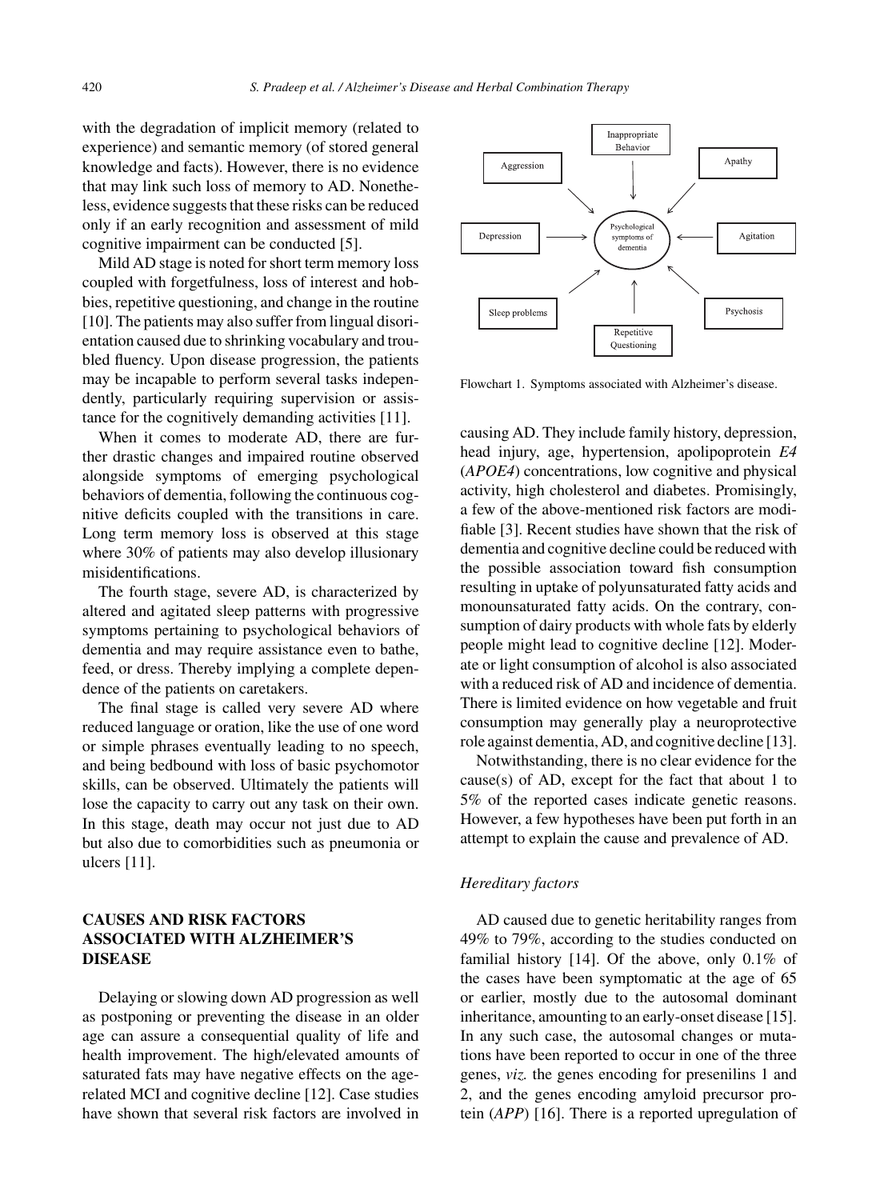with the degradation of implicit memory (related to experience) and semantic memory (of stored general knowledge and facts). However, there is no evidence that may link such loss of memory to AD. Nonetheless, evidence suggests that these risks can be reduced only if an early recognition and assessment of mild cognitive impairment can be conducted [5].

Mild AD stage is noted for short term memory loss coupled with forgetfulness, loss of interest and hobbies, repetitive questioning, and change in the routine [10]. The patients may also suffer from lingual disorientation caused due to shrinking vocabulary and troubled fluency. Upon disease progression, the patients may be incapable to perform several tasks independently, particularly requiring supervision or assistance for the cognitively demanding activities [11].

When it comes to moderate AD, there are further drastic changes and impaired routine observed alongside symptoms of emerging psychological behaviors of dementia, following the continuous cognitive deficits coupled with the transitions in care. Long term memory loss is observed at this stage where 30% of patients may also develop illusionary misidentifications.

The fourth stage, severe AD, is characterized by altered and agitated sleep patterns with progressive symptoms pertaining to psychological behaviors of dementia and may require assistance even to bathe, feed, or dress. Thereby implying a complete dependence of the patients on caretakers.

The final stage is called very severe AD where reduced language or oration, like the use of one word or simple phrases eventually leading to no speech, and being bedbound with loss of basic psychomotor skills, can be observed. Ultimately the patients will lose the capacity to carry out any task on their own. In this stage, death may occur not just due to AD but also due to comorbidities such as pneumonia or ulcers [11].

Inappropriate Behavior, Aggression, Apathy, Depression, Agitation, Sleep problems, Psychosis, Repetitive Questioning → Psychological symptoms of dementia

Flowchart 1. Symptoms associated with Alzheimer's disease.

## CAUSES AND RISK FACTORS ASSOCIATED WITH ALZHEIMER'S DISEASE

Delaying or slowing down AD progression as well as postponing or preventing the disease in an older age can assure a consequential quality of life and health improvement. The high/elevated amounts of saturated fats may have negative effects on the age-related MCI and cognitive decline [12]. Case studies have shown that several risk factors are involved in causing AD. They include family history, depression, head injury, age, hypertension, apolipoprotein *E4* (*APOE4*) concentrations, low cognitive and physical activity, high cholesterol and diabetes. Promisingly, a few of the above-mentioned risk factors are modifiable [3]. Recent studies have shown that the risk of dementia and cognitive decline could be reduced with the possible association toward fish consumption resulting in uptake of polyunsaturated fatty acids and monounsaturated fatty acids. On the contrary, consumption of dairy products with whole fats by elderly people might lead to cognitive decline [12]. Moderate or light consumption of alcohol is also associated with a reduced risk of AD and incidence of dementia. There is limited evidence on how vegetable and fruit consumption may generally play a neuroprotective role against dementia, AD, and cognitive decline [13].

Notwithstanding, there is no clear evidence for the cause(s) of AD, except for the fact that about 1 to 5% of the reported cases indicate genetic reasons. However, a few hypotheses have been put forth in an attempt to explain the cause and prevalence of AD.

### *Hereditary factors*

AD caused due to genetic heritability ranges from 49% to 79%, according to the studies conducted on familial history [14]. Of the above, only 0.1% of the cases have been symptomatic at the age of 65 or earlier, mostly due to the autosomal dominant inheritance, amounting to an early-onset disease [15]. In any such case, the autosomal changes or mutations have been reported to occur in one of the three genes, *viz.* the genes encoding for presenilins 1 and 2, and the genes encoding amyloid precursor protein (*APP*) [16]. There is a reported upregulation of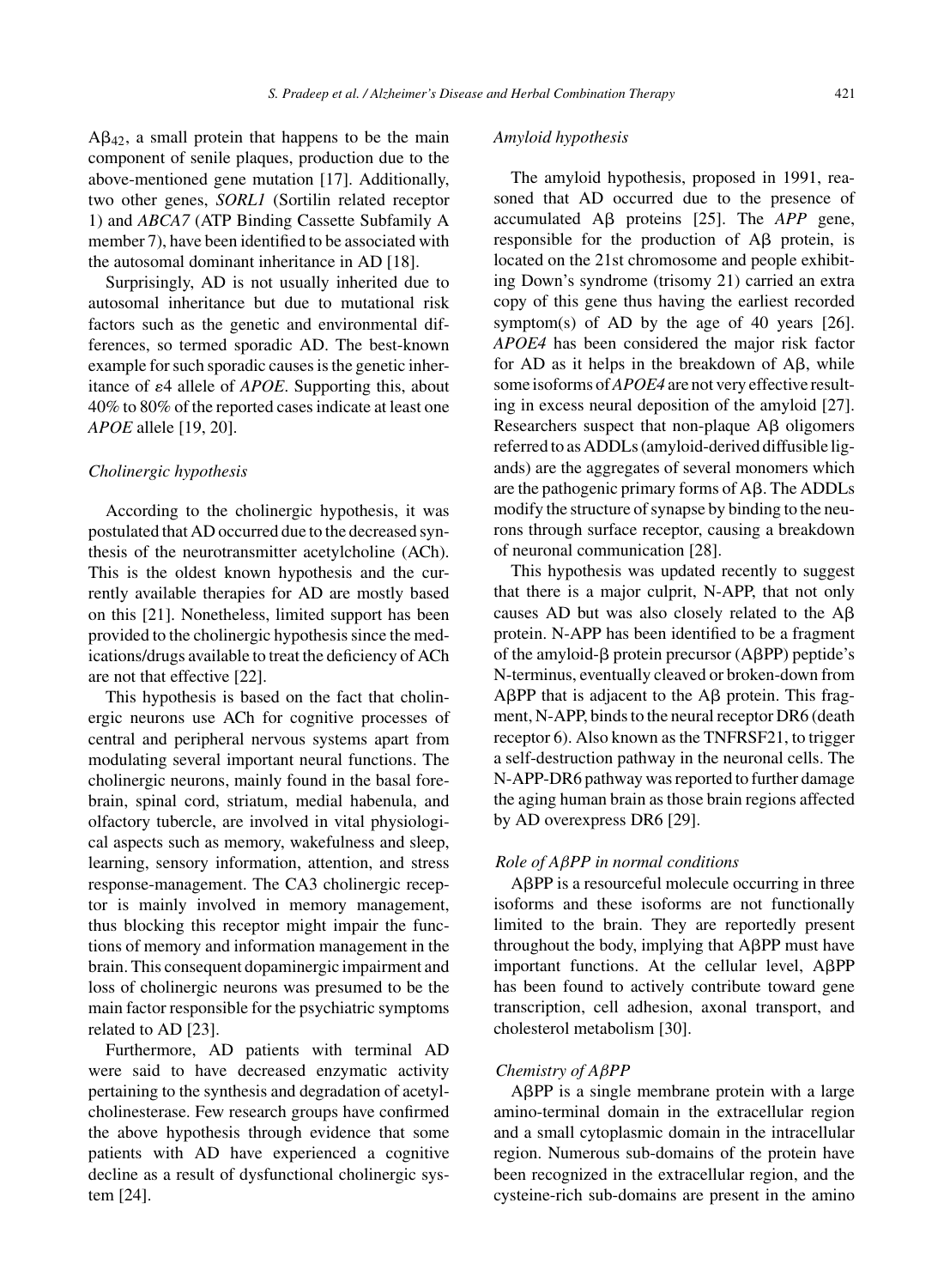$A\beta_{42}$, a small protein that happens to be the main component of senile plaques, production due to the above-mentioned gene mutation [17]. Additionally, two other genes, *SORL1* (Sortilin related receptor 1) and *ABCA7* (ATP Binding Cassette Subfamily A member 7), have been identified to be associated with the autosomal dominant inheritance in AD [18].

Surprisingly, AD is not usually inherited due to autosomal inheritance but due to mutational risk factors such as the genetic and environmental differences, so termed sporadic AD. The best-known example for such sporadic causes is the genetic inheritance of $\varepsilon 4$ allele of *APOE*. Supporting this, about 40% to 80% of the reported cases indicate at least one *APOE* allele [19, 20].

### *Cholinergic hypothesis*

According to the cholinergic hypothesis, it was postulated that AD occurred due to the decreased synthesis of the neurotransmitter acetylcholine (ACh). This is the oldest known hypothesis and the currently available therapies for AD are mostly based on this [21]. Nonetheless, limited support has been provided to the cholinergic hypothesis since the medications/drugs available to treat the deficiency of ACh are not that effective [22].

This hypothesis is based on the fact that cholinergic neurons use ACh for cognitive processes of central and peripheral nervous systems apart from modulating several important neural functions. The cholinergic neurons, mainly found in the basal forebrain, spinal cord, striatum, medial habenula, and olfactory tubercle, are involved in vital physiological aspects such as memory, wakefulness and sleep, learning, sensory information, attention, and stress response-management. The CA3 cholinergic receptor is mainly involved in memory management, thus blocking this receptor might impair the functions of memory and information management in the brain. This consequent dopaminergic impairment and loss of cholinergic neurons was presumed to be the main factor responsible for the psychiatric symptoms related to AD [23].

Furthermore, AD patients with terminal AD were said to have decreased enzymatic activity pertaining to the synthesis and degradation of acetylcholinesterase. Few research groups have confirmed the above hypothesis through evidence that some patients with AD have experienced a cognitive decline as a result of dysfunctional cholinergic system [24].

### *Amyloid hypothesis*

The amyloid hypothesis, proposed in 1991, reasoned that AD occurred due to the presence of accumulated Aβ proteins [25]. The *APP* gene, responsible for the production of Aβ protein, is located on the 21st chromosome and people exhibiting Down's syndrome (trisomy 21) carried an extra copy of this gene thus having the earliest recorded symptom(s) of AD by the age of 40 years [26]. *APOE4* has been considered the major risk factor for AD as it helps in the breakdown of Aβ, while some isoforms of *APOE4* are not very effective resulting in excess neural deposition of the amyloid [27]. Researchers suspect that non-plaque Aβ oligomers referred to as ADDLs (amyloid-derived diffusible ligands) are the aggregates of several monomers which are the pathogenic primary forms of Aβ. The ADDLs modify the structure of synapse by binding to the neurons through surface receptor, causing a breakdown of neuronal communication [28].

This hypothesis was updated recently to suggest that there is a major culprit, N-APP, that not only causes AD but was also closely related to the Aβ protein. N-APP has been identified to be a fragment of the amyloid-β protein precursor (AβPP) peptide's N-terminus, eventually cleaved or broken-down from AβPP that is adjacent to the Aβ protein. This fragment, N-APP, binds to the neural receptor DR6 (death receptor 6). Also known as the TNFRSF21, to trigger a self-destruction pathway in the neuronal cells. The N-APP-DR6 pathway was reported to further damage the aging human brain as those brain regions affected by AD overexpress DR6 [29].

### *Role of AβPP in normal conditions*

AβPP is a resourceful molecule occurring in three isoforms and these isoforms are not functionally limited to the brain. They are reportedly present throughout the body, implying that AβPP must have important functions. At the cellular level, AβPP has been found to actively contribute toward gene transcription, cell adhesion, axonal transport, and cholesterol metabolism [30].

### *Chemistry of AβPP*

AβPP is a single membrane protein with a large amino-terminal domain in the extracellular region and a small cytoplasmic domain in the intracellular region. Numerous sub-domains of the protein have been recognized in the extracellular region, and the cysteine-rich sub-domains are present in the amino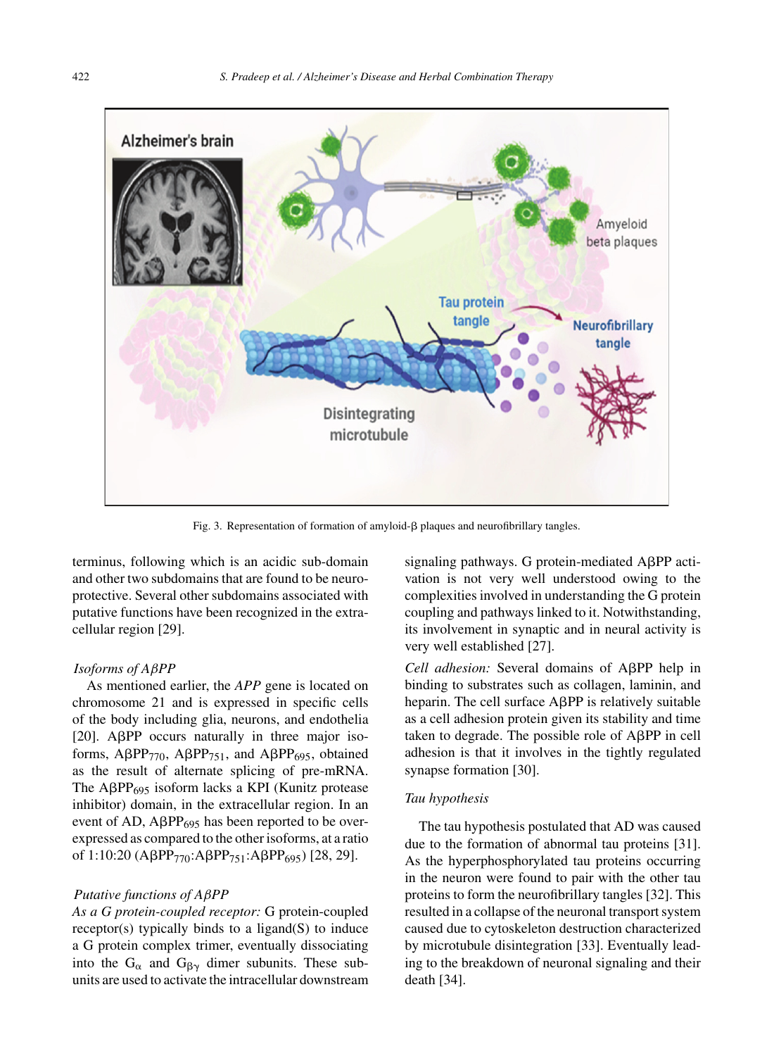Fig. 3. Representation of formation of amyloid-β plaques and neurofibrillary tangles.

terminus, following which is an acidic sub-domain and other two subdomains that are found to be neuroprotective. Several other subdomains associated with putative functions have been recognized in the extracellular region [29].

*Isoforms of AβPP*

As mentioned earlier, the *APP* gene is located on chromosome 21 and is expressed in specific cells of the body including glia, neurons, and endothelia [20]. AβPP occurs naturally in three major isoforms, $A\beta PP_{770}$, $A\beta PP_{751}$, and $A\beta PP_{695}$, obtained as the result of alternate splicing of pre-mRNA. The $A\beta PP_{695}$ isoform lacks a KPI (Kunitz protease inhibitor) domain, in the extracellular region. In an event of AD, $A\beta PP_{695}$ has been reported to be overexpressed as compared to the other isoforms, at a ratio of 1:10:20 ($A\beta PP_{770}$:$A\beta PP_{751}$:$A\beta PP_{695}$) [28, 29].

*Putative functions of AβPP*

*As a G protein-coupled receptor:* G protein-coupled receptor(s) typically binds to a ligand(S) to induce a G protein complex trimer, eventually dissociating into the $G_{\alpha}$ and $G_{\beta\gamma}$ dimer subunits. These subunits are used to activate the intracellular downstream signaling pathways. G protein-mediated AβPP activation is not very well understood owing to the complexities involved in understanding the G protein coupling and pathways linked to it. Notwithstanding, its involvement in synaptic and in neural activity is very well established [27].

*Cell adhesion:* Several domains of AβPP help in binding to substrates such as collagen, laminin, and heparin. The cell surface AβPP is relatively suitable as a cell adhesion protein given its stability and time taken to degrade. The possible role of AβPP in cell adhesion is that it involves in the tightly regulated synapse formation [30].

*Tau hypothesis*

The tau hypothesis postulated that AD was caused due to the formation of abnormal tau proteins [31]. As the hyperphosphorylated tau proteins occurring in the neuron were found to pair with the other tau proteins to form the neurofibrillary tangles [32]. This resulted in a collapse of the neuronal transport system caused due to cytoskeleton destruction characterized by microtubule disintegration [33]. Eventually leading to the breakdown of neuronal signaling and their death [34].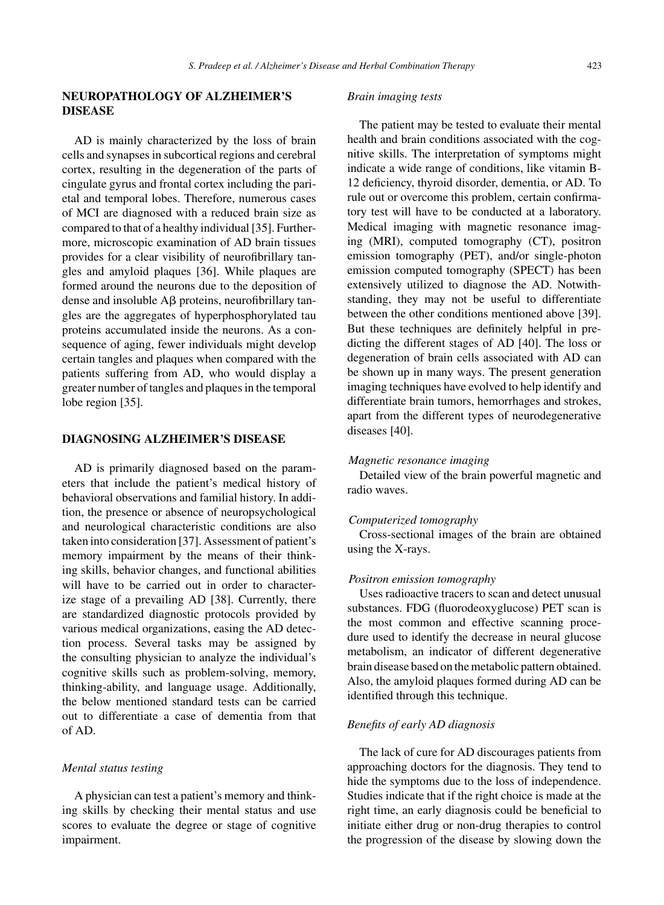## NEUROPATHOLOGY OF ALZHEIMER'S DISEASE

AD is mainly characterized by the loss of brain cells and synapses in subcortical regions and cerebral cortex, resulting in the degeneration of the parts of cingulate gyrus and frontal cortex including the parietal and temporal lobes. Therefore, numerous cases of MCI are diagnosed with a reduced brain size as compared to that of a healthy individual [35]. Furthermore, microscopic examination of AD brain tissues provides for a clear visibility of neurofibrillary tangles and amyloid plaques [36]. While plaques are formed around the neurons due to the deposition of dense and insoluble Aβ proteins, neurofibrillary tangles are the aggregates of hyperphosphorylated tau proteins accumulated inside the neurons. As a consequence of aging, fewer individuals might develop certain tangles and plaques when compared with the patients suffering from AD, who would display a greater number of tangles and plaques in the temporal lobe region [35].

## DIAGNOSING ALZHEIMER'S DISEASE

AD is primarily diagnosed based on the parameters that include the patient's medical history of behavioral observations and familial history. In addition, the presence or absence of neuropsychological and neurological characteristic conditions are also taken into consideration [37]. Assessment of patient's memory impairment by the means of their thinking skills, behavior changes, and functional abilities will have to be carried out in order to characterize stage of a prevailing AD [38]. Currently, there are standardized diagnostic protocols provided by various medical organizations, easing the AD detection process. Several tasks may be assigned by the consulting physician to analyze the individual's cognitive skills such as problem-solving, memory, thinking-ability, and language usage. Additionally, the below mentioned standard tests can be carried out to differentiate a case of dementia from that of AD.

### *Mental status testing*

A physician can test a patient's memory and thinking skills by checking their mental status and use scores to evaluate the degree or stage of cognitive impairment.

### *Brain imaging tests*

The patient may be tested to evaluate their mental health and brain conditions associated with the cognitive skills. The interpretation of symptoms might indicate a wide range of conditions, like vitamin B-12 deficiency, thyroid disorder, dementia, or AD. To rule out or overcome this problem, certain confirmatory test will have to be conducted at a laboratory. Medical imaging with magnetic resonance imaging (MRI), computed tomography (CT), positron emission tomography (PET), and/or single-photon emission computed tomography (SPECT) has been extensively utilized to diagnose the AD. Notwithstanding, they may not be useful to differentiate between the other conditions mentioned above [39]. But these techniques are definitely helpful in predicting the different stages of AD [40]. The loss or degeneration of brain cells associated with AD can be shown up in many ways. The present generation imaging techniques have evolved to help identify and differentiate brain tumors, hemorrhages and strokes, apart from the different types of neurodegenerative diseases [40].

*Magnetic resonance imaging*

Detailed view of the brain powerful magnetic and radio waves.

*Computerized tomography*

Cross-sectional images of the brain are obtained using the X-rays.

*Positron emission tomography*

Uses radioactive tracers to scan and detect unusual substances. FDG (fluorodeoxyglucose) PET scan is the most common and effective scanning procedure used to identify the decrease in neural glucose metabolism, an indicator of different degenerative brain disease based on the metabolic pattern obtained. Also, the amyloid plaques formed during AD can be identified through this technique.

### *Benefits of early AD diagnosis*

The lack of cure for AD discourages patients from approaching doctors for the diagnosis. They tend to hide the symptoms due to the loss of independence. Studies indicate that if the right choice is made at the right time, an early diagnosis could be beneficial to initiate either drug or non-drug therapies to control the progression of the disease by slowing down the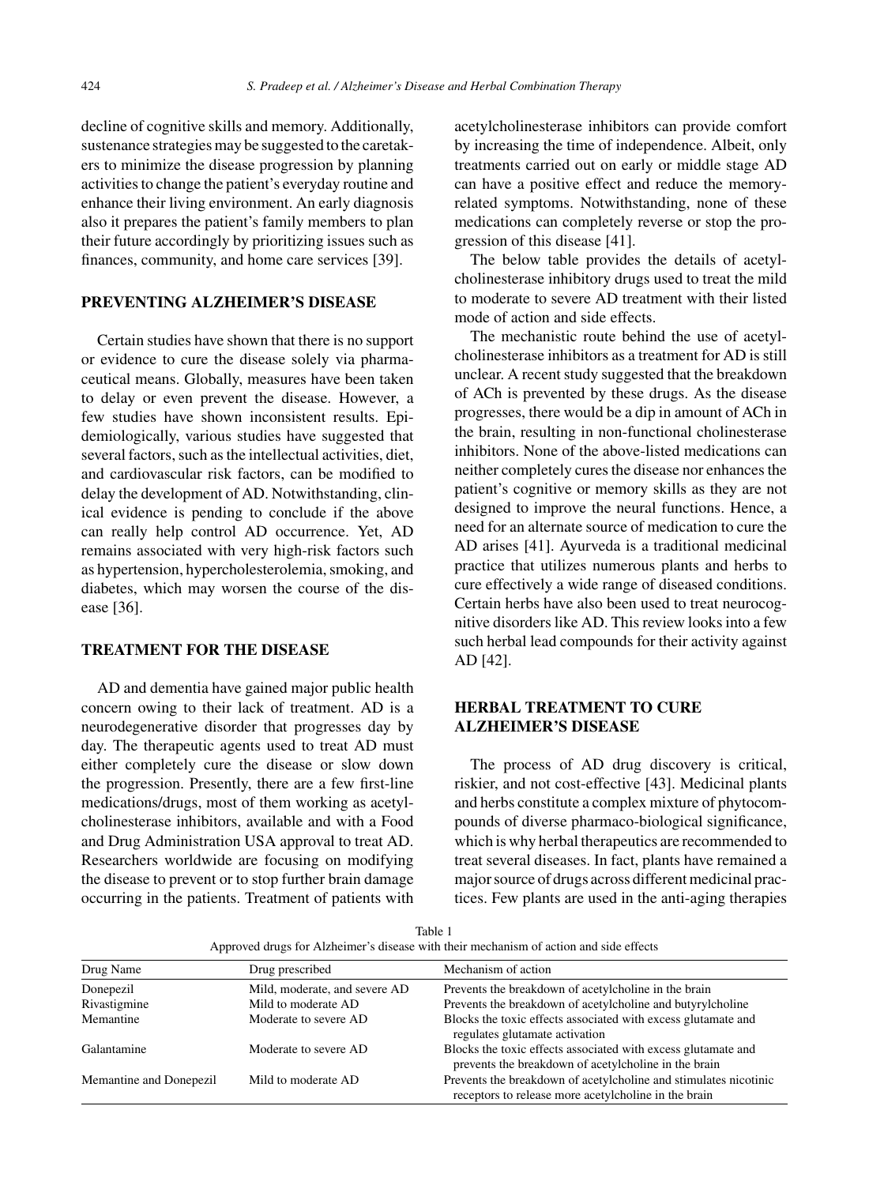decline of cognitive skills and memory. Additionally, sustenance strategies may be suggested to the caretakers to minimize the disease progression by planning activities to change the patient's everyday routine and enhance their living environment. An early diagnosis also it prepares the patient's family members to plan their future accordingly by prioritizing issues such as finances, community, and home care services [39].

## PREVENTING ALZHEIMER'S DISEASE

Certain studies have shown that there is no support or evidence to cure the disease solely via pharmaceutical means. Globally, measures have been taken to delay or even prevent the disease. However, a few studies have shown inconsistent results. Epidemiologically, various studies have suggested that several factors, such as the intellectual activities, diet, and cardiovascular risk factors, can be modified to delay the development of AD. Notwithstanding, clinical evidence is pending to conclude if the above can really help control AD occurrence. Yet, AD remains associated with very high-risk factors such as hypertension, hypercholesterolemia, smoking, and diabetes, which may worsen the course of the disease [36].

## TREATMENT FOR THE DISEASE

AD and dementia have gained major public health concern owing to their lack of treatment. AD is a neurodegenerative disorder that progresses day by day. The therapeutic agents used to treat AD must either completely cure the disease or slow down the progression. Presently, there are a few first-line medications/drugs, most of them working as acetylcholinesterase inhibitors, available and with a Food and Drug Administration USA approval to treat AD. Researchers worldwide are focusing on modifying the disease to prevent or to stop further brain damage occurring in the patients. Treatment of patients with acetylcholinesterase inhibitors can provide comfort by increasing the time of independence. Albeit, only treatments carried out on early or middle stage AD can have a positive effect and reduce the memory-related symptoms. Notwithstanding, none of these medications can completely reverse or stop the progression of this disease [41].

The below table provides the details of acetylcholinesterase inhibitory drugs used to treat the mild to moderate to severe AD treatment with their listed mode of action and side effects.

The mechanistic route behind the use of acetylcholinesterase inhibitors as a treatment for AD is still unclear. A recent study suggested that the breakdown of ACh is prevented by these drugs. As the disease progresses, there would be a dip in amount of ACh in the brain, resulting in non-functional cholinesterase inhibitors. None of the above-listed medications can neither completely cures the disease nor enhances the patient's cognitive or memory skills as they are not designed to improve the neural functions. Hence, a need for an alternate source of medication to cure the AD arises [41]. Ayurveda is a traditional medicinal practice that utilizes numerous plants and herbs to cure effectively a wide range of diseased conditions. Certain herbs have also been used to treat neurocognitive disorders like AD. This review looks into a few such herbal lead compounds for their activity against AD [42].

## HERBAL TREATMENT TO CURE ALZHEIMER'S DISEASE

The process of AD drug discovery is critical, riskier, and not cost-effective [43]. Medicinal plants and herbs constitute a complex mixture of phytocompounds of diverse pharmaco-biological significance, which is why herbal therapeutics are recommended to treat several diseases. In fact, plants have remained a major source of drugs across different medicinal practices. Few plants are used in the anti-aging therapies

Table 1
Approved drugs for Alzheimer's disease with their mechanism of action and side effects

| Drug Name | Drug prescribed | Mechanism of action |
|---|---|---|
| Donepezil | Mild, moderate, and severe AD | Prevents the breakdown of acetylcholine in the brain |
| Rivastigmine | Mild to moderate AD | Prevents the breakdown of acetylcholine and butyrylcholine |
| Memantine | Moderate to severe AD | Blocks the toxic effects associated with excess glutamate and regulates glutamate activation |
| Galantamine | Moderate to severe AD | Blocks the toxic effects associated with excess glutamate and prevents the breakdown of acetylcholine in the brain |
| Memantine and Donepezil | Mild to moderate AD | Prevents the breakdown of acetylcholine and stimulates nicotinic receptors to release more acetylcholine in the brain |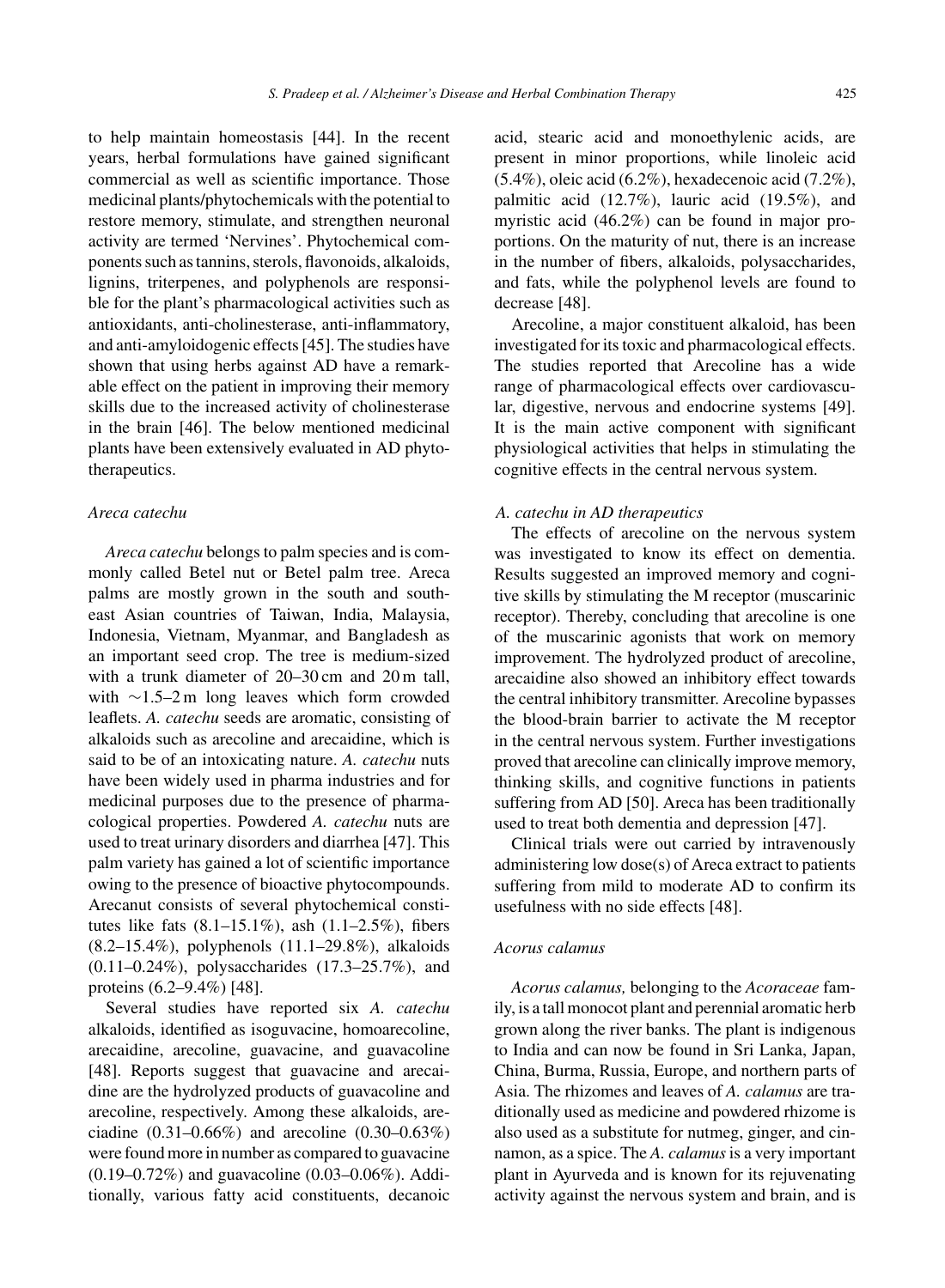to help maintain homeostasis [44]. In the recent years, herbal formulations have gained significant commercial as well as scientific importance. Those medicinal plants/phytochemicals with the potential to restore memory, stimulate, and strengthen neuronal activity are termed 'Nervines'. Phytochemical components such as tannins, sterols, flavonoids, alkaloids, lignins, triterpenes, and polyphenols are responsible for the plant's pharmacological activities such as antioxidants, anti-cholinesterase, anti-inflammatory, and anti-amyloidogenic effects [45]. The studies have shown that using herbs against AD have a remarkable effect on the patient in improving their memory skills due to the increased activity of cholinesterase in the brain [46]. The below mentioned medicinal plants have been extensively evaluated in AD phytotherapeutics.

### *Areca catechu*

*Areca catechu* belongs to palm species and is commonly called Betel nut or Betel palm tree. Areca palms are mostly grown in the south and southeast Asian countries of Taiwan, India, Malaysia, Indonesia, Vietnam, Myanmar, and Bangladesh as an important seed crop. The tree is medium-sized with a trunk diameter of 20–30 cm and 20 m tall, with ∼1.5–2 m long leaves which form crowded leaflets. *A. catechu* seeds are aromatic, consisting of alkaloids such as arecoline and arecaidine, which is said to be of an intoxicating nature. *A. catechu* nuts have been widely used in pharma industries and for medicinal purposes due to the presence of pharmacological properties. Powdered *A. catechu* nuts are used to treat urinary disorders and diarrhea [47]. This palm variety has gained a lot of scientific importance owing to the presence of bioactive phytocompounds. Arecanut consists of several phytochemical constitutes like fats (8.1–15.1%), ash (1.1–2.5%), fibers (8.2–15.4%), polyphenols (11.1–29.8%), alkaloids (0.11–0.24%), polysaccharides (17.3–25.7%), and proteins (6.2–9.4%) [48].

Several studies have reported six *A. catechu* alkaloids, identified as isoguvacine, homoarecoline, arecaidine, arecoline, guavacine, and guavacoline [48]. Reports suggest that guavacine and arecaidine are the hydrolyzed products of guavacoline and arecoline, respectively. Among these alkaloids, areciadine (0.31–0.66%) and arecoline (0.30–0.63%) were found more in number as compared to guavacine (0.19–0.72%) and guavacoline (0.03–0.06%). Additionally, various fatty acid constituents, decanoic acid, stearic acid and monoethylenic acids, are present in minor proportions, while linoleic acid (5.4%), oleic acid (6.2%), hexadecenoic acid (7.2%), palmitic acid (12.7%), lauric acid (19.5%), and myristic acid (46.2%) can be found in major proportions. On the maturity of nut, there is an increase in the number of fibers, alkaloids, polysaccharides, and fats, while the polyphenol levels are found to decrease [48].

Arecoline, a major constituent alkaloid, has been investigated for its toxic and pharmacological effects. The studies reported that Arecoline has a wide range of pharmacological effects over cardiovascular, digestive, nervous and endocrine systems [49]. It is the main active component with significant physiological activities that helps in stimulating the cognitive effects in the central nervous system.

#### *A. catechu in AD therapeutics*

The effects of arecoline on the nervous system was investigated to know its effect on dementia. Results suggested an improved memory and cognitive skills by stimulating the M receptor (muscarinic receptor). Thereby, concluding that arecoline is one of the muscarinic agonists that work on memory improvement. The hydrolyzed product of arecoline, arecaidine also showed an inhibitory effect towards the central inhibitory transmitter. Arecoline bypasses the blood-brain barrier to activate the M receptor in the central nervous system. Further investigations proved that arecoline can clinically improve memory, thinking skills, and cognitive functions in patients suffering from AD [50]. Areca has been traditionally used to treat both dementia and depression [47].

Clinical trials were out carried by intravenously administering low dose(s) of Areca extract to patients suffering from mild to moderate AD to confirm its usefulness with no side effects [48].

### *Acorus calamus*

*Acorus calamus,* belonging to the *Acoraceae* family, is a tall monocot plant and perennial aromatic herb grown along the river banks. The plant is indigenous to India and can now be found in Sri Lanka, Japan, China, Burma, Russia, Europe, and northern parts of Asia. The rhizomes and leaves of *A. calamus* are traditionally used as medicine and powdered rhizome is also used as a substitute for nutmeg, ginger, and cinnamon, as a spice. The *A. calamus* is a very important plant in Ayurveda and is known for its rejuvenating activity against the nervous system and brain, and is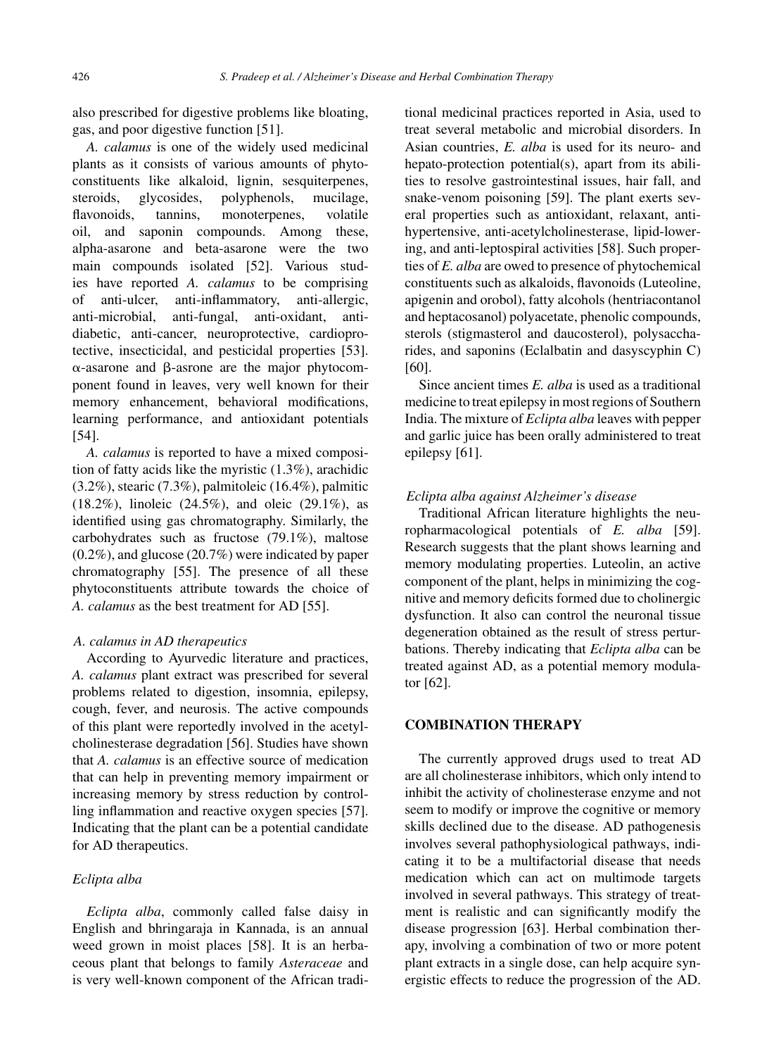also prescribed for digestive problems like bloating, gas, and poor digestive function [51].

*A. calamus* is one of the widely used medicinal plants as it consists of various amounts of phytoconstituents like alkaloid, lignin, sesquiterpenes, steroids, glycosides, polyphenols, mucilage, flavonoids, tannins, monoterpenes, volatile oil, and saponin compounds. Among these, alpha-asarone and beta-asarone were the two main compounds isolated [52]. Various studies have reported *A. calamus* to be comprising of anti-ulcer, anti-inflammatory, anti-allergic, anti-microbial, anti-fungal, anti-oxidant, anti-diabetic, anti-cancer, neuroprotective, cardioprotective, insecticidal, and pesticidal properties [53]. α-asarone and β-asrone are the major phytocomponent found in leaves, very well known for their memory enhancement, behavioral modifications, learning performance, and antioxidant potentials [54].

*A. calamus* is reported to have a mixed composition of fatty acids like the myristic (1.3%), arachidic (3.2%), stearic (7.3%), palmitoleic (16.4%), palmitic (18.2%), linoleic (24.5%), and oleic (29.1%), as identified using gas chromatography. Similarly, the carbohydrates such as fructose (79.1%), maltose (0.2%), and glucose (20.7%) were indicated by paper chromatography [55]. The presence of all these phytoconstituents attribute towards the choice of *A. calamus* as the best treatment for AD [55].

#### *A. calamus in AD therapeutics*

According to Ayurvedic literature and practices, *A. calamus* plant extract was prescribed for several problems related to digestion, insomnia, epilepsy, cough, fever, and neurosis. The active compounds of this plant were reportedly involved in the acetylcholinesterase degradation [56]. Studies have shown that *A. calamus* is an effective source of medication that can help in preventing memory impairment or increasing memory by stress reduction by controlling inflammation and reactive oxygen species [57]. Indicating that the plant can be a potential candidate for AD therapeutics.

### *Eclipta alba*

*Eclipta alba*, commonly called false daisy in English and bhringaraja in Kannada, is an annual weed grown in moist places [58]. It is an herbaceous plant that belongs to family *Asteraceae* and is very well-known component of the African traditional medicinal practices reported in Asia, used to treat several metabolic and microbial disorders. In Asian countries, *E. alba* is used for its neuro- and hepato-protection potential(s), apart from its abilities to resolve gastrointestinal issues, hair fall, and snake-venom poisoning [59]. The plant exerts several properties such as antioxidant, relaxant, anti-hypertensive, anti-acetylcholinesterase, lipid-lowering, and anti-leptospiral activities [58]. Such properties of *E. alba* are owed to presence of phytochemical constituents such as alkaloids, flavonoids (Luteoline, apigenin and orobol), fatty alcohols (hentriacontanol and heptacosanol) polyacetate, phenolic compounds, sterols (stigmasterol and daucosterol), polysaccharides, and saponins (Eclalbatin and dasyscyphin C) [60].

Since ancient times *E. alba* is used as a traditional medicine to treat epilepsy in most regions of Southern India. The mixture of *Eclipta alba* leaves with pepper and garlic juice has been orally administered to treat epilepsy [61].

#### *Eclipta alba against Alzheimer's disease*

Traditional African literature highlights the neuropharmacological potentials of *E. alba* [59]. Research suggests that the plant shows learning and memory modulating properties. Luteolin, an active component of the plant, helps in minimizing the cognitive and memory deficits formed due to cholinergic dysfunction. It also can control the neuronal tissue degeneration obtained as the result of stress perturbations. Thereby indicating that *Eclipta alba* can be treated against AD, as a potential memory modulator [62].

## COMBINATION THERAPY

The currently approved drugs used to treat AD are all cholinesterase inhibitors, which only intend to inhibit the activity of cholinesterase enzyme and not seem to modify or improve the cognitive or memory skills declined due to the disease. AD pathogenesis involves several pathophysiological pathways, indicating it to be a multifactorial disease that needs medication which can act on multimode targets involved in several pathways. This strategy of treatment is realistic and can significantly modify the disease progression [63]. Herbal combination therapy, involving a combination of two or more potent plant extracts in a single dose, can help acquire synergistic effects to reduce the progression of the AD.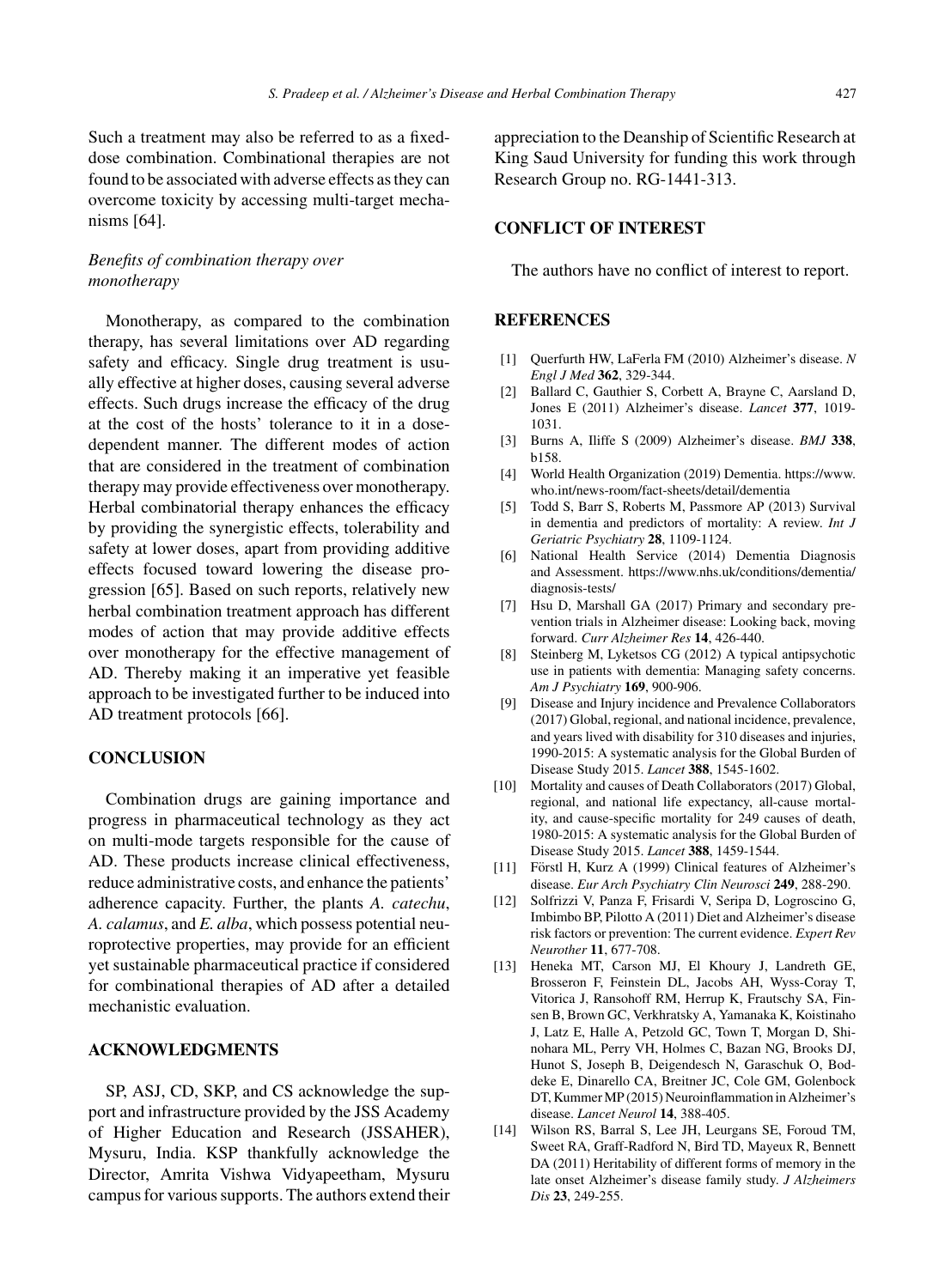Such a treatment may also be referred to as a fixed-dose combination. Combinational therapies are not found to be associated with adverse effects as they can overcome toxicity by accessing multi-target mechanisms [64].

### *Benefits of combination therapy over monotherapy*

Monotherapy, as compared to the combination therapy, has several limitations over AD regarding safety and efficacy. Single drug treatment is usually effective at higher doses, causing several adverse effects. Such drugs increase the efficacy of the drug at the cost of the hosts' tolerance to it in a dose-dependent manner. The different modes of action that are considered in the treatment of combination therapy may provide effectiveness over monotherapy. Herbal combinatorial therapy enhances the efficacy by providing the synergistic effects, tolerability and safety at lower doses, apart from providing additive effects focused toward lowering the disease progression [65]. Based on such reports, relatively new herbal combination treatment approach has different modes of action that may provide additive effects over monotherapy for the effective management of AD. Thereby making it an imperative yet feasible approach to be investigated further to be induced into AD treatment protocols [66].

## CONCLUSION

Combination drugs are gaining importance and progress in pharmaceutical technology as they act on multi-mode targets responsible for the cause of AD. These products increase clinical effectiveness, reduce administrative costs, and enhance the patients' adherence capacity. Further, the plants *A. catechu*, *A. calamus*, and *E. alba*, which possess potential neuroprotective properties, may provide for an efficient yet sustainable pharmaceutical practice if considered for combinational therapies of AD after a detailed mechanistic evaluation.

## ACKNOWLEDGMENTS

SP, ASJ, CD, SKP, and CS acknowledge the support and infrastructure provided by the JSS Academy of Higher Education and Research (JSSAHER), Mysuru, India. KSP thankfully acknowledge the Director, Amrita Vishwa Vidyapeetham, Mysuru campus for various supports. The authors extend their appreciation to the Deanship of Scientific Research at King Saud University for funding this work through Research Group no. RG-1441-313.

## CONFLICT OF INTEREST

The authors have no conflict of interest to report.

## REFERENCES

[1] Querfurth HW, LaFerla FM (2010) Alzheimer's disease. *N Engl J Med* **362**, 329-344.

[2] Ballard C, Gauthier S, Corbett A, Brayne C, Aarsland D, Jones E (2011) Alzheimer's disease. *Lancet* **377**, 1019-1031.

[3] Burns A, Iliffe S (2009) Alzheimer's disease. *BMJ* **338**, b158.

[4] World Health Organization (2019) Dementia. https://www.who.int/news-room/fact-sheets/detail/dementia

[5] Todd S, Barr S, Roberts M, Passmore AP (2013) Survival in dementia and predictors of mortality: A review. *Int J Geriatric Psychiatry* **28**, 1109-1124.

[6] National Health Service (2014) Dementia Diagnosis and Assessment. https://www.nhs.uk/conditions/dementia/diagnosis-tests/

[7] Hsu D, Marshall GA (2017) Primary and secondary prevention trials in Alzheimer disease: Looking back, moving forward. *Curr Alzheimer Res* **14**, 426-440.

[8] Steinberg M, Lyketsos CG (2012) A typical antipsychotic use in patients with dementia: Managing safety concerns. *Am J Psychiatry* **169**, 900-906.

[9] Disease and Injury incidence and Prevalence Collaborators (2017) Global, regional, and national incidence, prevalence, and years lived with disability for 310 diseases and injuries, 1990-2015: A systematic analysis for the Global Burden of Disease Study 2015. *Lancet* **388**, 1545-1602.

[10] Mortality and causes of Death Collaborators (2017) Global, regional, and national life expectancy, all-cause mortality, and cause-specific mortality for 249 causes of death, 1980-2015: A systematic analysis for the Global Burden of Disease Study 2015. *Lancet* **388**, 1459-1544.

[11] Förstl H, Kurz A (1999) Clinical features of Alzheimer's disease. *Eur Arch Psychiatry Clin Neurosci* **249**, 288-290.

[12] Solfrizzi V, Panza F, Frisardi V, Seripa D, Logroscino G, Imbimbo BP, Pilotto A (2011) Diet and Alzheimer's disease risk factors or prevention: The current evidence. *Expert Rev Neurother* **11**, 677-708.

[13] Heneka MT, Carson MJ, El Khoury J, Landreth GE, Brosseron F, Feinstein DL, Jacobs AH, Wyss-Coray T, Vitorica J, Ransohoff RM, Herrup K, Frautschy SA, Finsen B, Brown GC, Verkhratsky A, Yamanaka K, Koistinaho J, Latz E, Halle A, Petzold GC, Town T, Morgan D, Shinohara ML, Perry VH, Holmes C, Bazan NG, Brooks DJ, Hunot S, Joseph B, Deigendesch N, Garaschuk O, Boddeke E, Dinarello CA, Breitner JC, Cole GM, Golenbock DT, Kummer MP (2015) Neuroinflammation in Alzheimer's disease. *Lancet Neurol* **14**, 388-405.

[14] Wilson RS, Barral S, Lee JH, Leurgans SE, Foroud TM, Sweet RA, Graff-Radford N, Bird TD, Mayeux R, Bennett DA (2011) Heritability of different forms of memory in the late onset Alzheimer's disease family study. *J Alzheimers Dis* **23**, 249-255.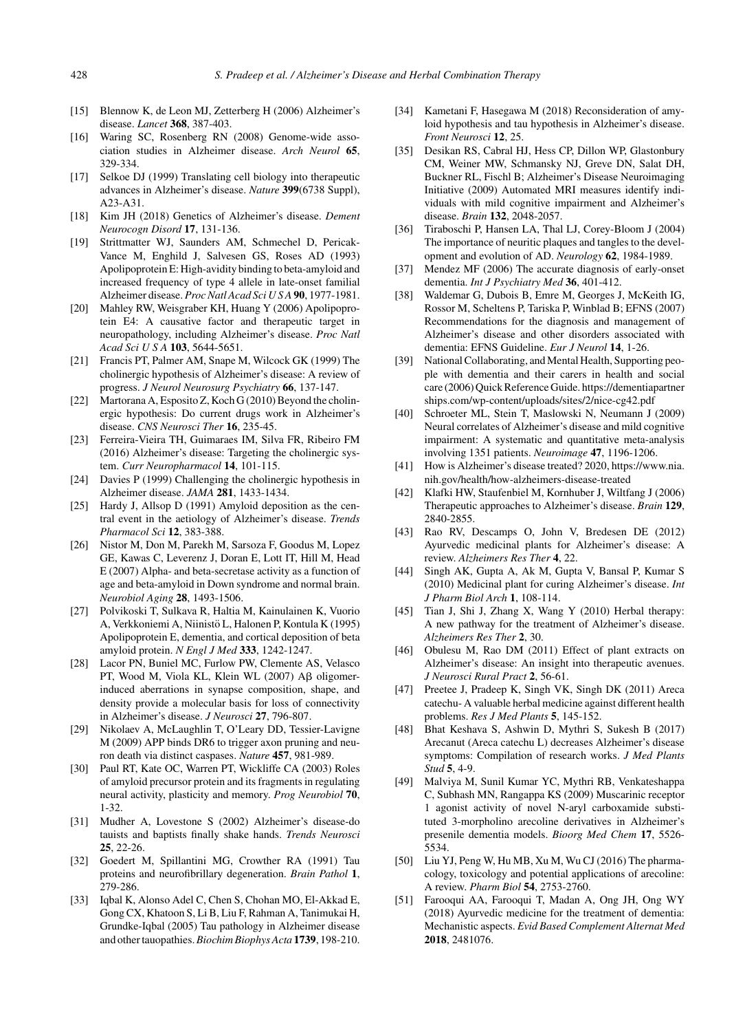[15] Blennow K, de Leon MJ, Zetterberg H (2006) Alzheimer's disease. *Lancet* **368**, 387-403.

[16] Waring SC, Rosenberg RN (2008) Genome-wide association studies in Alzheimer disease. *Arch Neurol* **65**, 329-334.

[17] Selkoe DJ (1999) Translating cell biology into therapeutic advances in Alzheimer's disease. *Nature* **399**(6738 Suppl), A23-A31.

[18] Kim JH (2018) Genetics of Alzheimer's disease. *Dement Neurocogn Disord* **17**, 131-136.

[19] Strittmatter WJ, Saunders AM, Schmechel D, Pericak-Vance M, Enghild J, Salvesen GS, Roses AD (1993) Apolipoprotein E: High-avidity binding to beta-amyloid and increased frequency of type 4 allele in late-onset familial Alzheimer disease. *Proc Natl Acad Sci U S A* **90**, 1977-1981.

[20] Mahley RW, Weisgraber KH, Huang Y (2006) Apolipoprotein E4: A causative factor and therapeutic target in neuropathology, including Alzheimer's disease. *Proc Natl Acad Sci U S A* **103**, 5644-5651.

[21] Francis PT, Palmer AM, Snape M, Wilcock GK (1999) The cholinergic hypothesis of Alzheimer's disease: A review of progress. *J Neurol Neurosurg Psychiatry* **66**, 137-147.

[22] Martorana A, Esposito Z, Koch G (2010) Beyond the cholinergic hypothesis: Do current drugs work in Alzheimer's disease. *CNS Neurosci Ther* **16**, 235-45.

[23] Ferreira-Vieira TH, Guimaraes IM, Silva FR, Ribeiro FM (2016) Alzheimer's disease: Targeting the cholinergic system. *Curr Neuropharmacol* **14**, 101-115.

[24] Davies P (1999) Challenging the cholinergic hypothesis in Alzheimer disease. *JAMA* **281**, 1433-1434.

[25] Hardy J, Allsop D (1991) Amyloid deposition as the central event in the aetiology of Alzheimer's disease. *Trends Pharmacol Sci* **12**, 383-388.

[26] Nistor M, Don M, Parekh M, Sarsoza F, Goodus M, Lopez GE, Kawas C, Leverenz J, Doran E, Lott IT, Hill M, Head E (2007) Alpha- and beta-secretase activity as a function of age and beta-amyloid in Down syndrome and normal brain. *Neurobiol Aging* **28**, 1493-1506.

[27] Polvikoski T, Sulkava R, Haltia M, Kainulainen K, Vuorio A, Verkkoniemi A, Niinistö L, Halonen P, Kontula K (1995) Apolipoprotein E, dementia, and cortical deposition of beta amyloid protein. *N Engl J Med* **333**, 1242-1247.

[28] Lacor PN, Buniel MC, Furlow PW, Clemente AS, Velasco PT, Wood M, Viola KL, Klein WL (2007) Aβ oligomer-induced aberrations in synapse composition, shape, and density provide a molecular basis for loss of connectivity in Alzheimer's disease. *J Neurosci* **27**, 796-807.

[29] Nikolaev A, McLaughlin T, O'Leary DD, Tessier-Lavigne M (2009) APP binds DR6 to trigger axon pruning and neuron death via distinct caspases. *Nature* **457**, 981-989.

[30] Paul RT, Kate OC, Warren PT, Wickliffe CA (2003) Roles of amyloid precursor protein and its fragments in regulating neural activity, plasticity and memory. *Prog Neurobiol* **70**, 1-32.

[31] Mudher A, Lovestone S (2002) Alzheimer's disease-do tauists and baptists finally shake hands. *Trends Neurosci* **25**, 22-26.

[32] Goedert M, Spillantini MG, Crowther RA (1991) Tau proteins and neurofibrillary degeneration. *Brain Pathol* **1**, 279-286.

[33] Iqbal K, Alonso Adel C, Chen S, Chohan MO, El-Akkad E, Gong CX, Khatoon S, Li B, Liu F, Rahman A, Tanimukai H, Grundke-Iqbal (2005) Tau pathology in Alzheimer disease and other tauopathies. *Biochim Biophys Acta* **1739**, 198-210.

[34] Kametani F, Hasegawa M (2018) Reconsideration of amyloid hypothesis and tau hypothesis in Alzheimer's disease. *Front Neurosci* **12**, 25.

[35] Desikan RS, Cabral HJ, Hess CP, Dillon WP, Glastonbury CM, Weiner MW, Schmansky NJ, Greve DN, Salat DH, Buckner RL, Fischl B; Alzheimer's Disease Neuroimaging Initiative (2009) Automated MRI measures identify individuals with mild cognitive impairment and Alzheimer's disease. *Brain* **132**, 2048-2057.

[36] Tiraboschi P, Hansen LA, Thal LJ, Corey-Bloom J (2004) The importance of neuritic plaques and tangles to the development and evolution of AD. *Neurology* **62**, 1984-1989.

[37] Mendez MF (2006) The accurate diagnosis of early-onset dementia. *Int J Psychiatry Med* **36**, 401-412.

[38] Waldemar G, Dubois B, Emre M, Georges J, McKeith IG, Rossor M, Scheltens P, Tariska P, Winblad B; EFNS (2007) Recommendations for the diagnosis and management of Alzheimer's disease and other disorders associated with dementia: EFNS Guideline. *Eur J Neurol* **14**, 1-26.

[39] National Collaborating, and Mental Health, Supporting people with dementia and their carers in health and social care (2006) Quick Reference Guide. https://dementiapartnerships.com/wp-content/uploads/sites/2/nice-cg42.pdf

[40] Schroeter ML, Stein T, Maslowski N, Neumann J (2009) Neural correlates of Alzheimer's disease and mild cognitive impairment: A systematic and quantitative meta-analysis involving 1351 patients. *Neuroimage* **47**, 1196-1206.

[41] How is Alzheimer's disease treated? 2020, https://www.nia.nih.gov/health/how-alzheimers-disease-treated

[42] Klafki HW, Staufenbiel M, Kornhuber J, Wiltfang J (2006) Therapeutic approaches to Alzheimer's disease. *Brain* **129**, 2840-2855.

[43] Rao RV, Descamps O, John V, Bredesen DE (2012) Ayurvedic medicinal plants for Alzheimer's disease: A review. *Alzheimers Res Ther* **4**, 22.

[44] Singh AK, Gupta A, Ak M, Gupta V, Bansal P, Kumar S (2010) Medicinal plant for curing Alzheimer's disease. *Int J Pharm Biol Arch* **1**, 108-114.

[45] Tian J, Shi J, Zhang X, Wang Y (2010) Herbal therapy: A new pathway for the treatment of Alzheimer's disease. *Alzheimers Res Ther* **2**, 30.

[46] Obulesu M, Rao DM (2011) Effect of plant extracts on Alzheimer's disease: An insight into therapeutic avenues. *J Neurosci Rural Pract* **2**, 56-61.

[47] Preetee J, Pradeep K, Singh VK, Singh DK (2011) Areca catechu- A valuable herbal medicine against different health problems. *Res J Med Plants* **5**, 145-152.

[48] Bhat Keshava S, Ashwin D, Mythri S, Sukesh B (2017) Arecanut (Areca catechu L) decreases Alzheimer's disease symptoms: Compilation of research works. *J Med Plants Stud* **5**, 4-9.

[49] Malviya M, Sunil Kumar YC, Mythri RB, Venkateshappa C, Subhash MN, Rangappa KS (2009) Muscarinic receptor 1 agonist activity of novel N-aryl carboxamide substituted 3-morpholino arecoline derivatives in Alzheimer's presenile dementia models. *Bioorg Med Chem* **17**, 5526-5534.

[50] Liu YJ, Peng W, Hu MB, Xu M, Wu CJ (2016) The pharmacology, toxicology and potential applications of arecoline: A review. *Pharm Biol* **54**, 2753-2760.

[51] Farooqui AA, Farooqui T, Madan A, Ong JH, Ong WY (2018) Ayurvedic medicine for the treatment of dementia: Mechanistic aspects. *Evid Based Complement Alternat Med* **2018**, 2481076.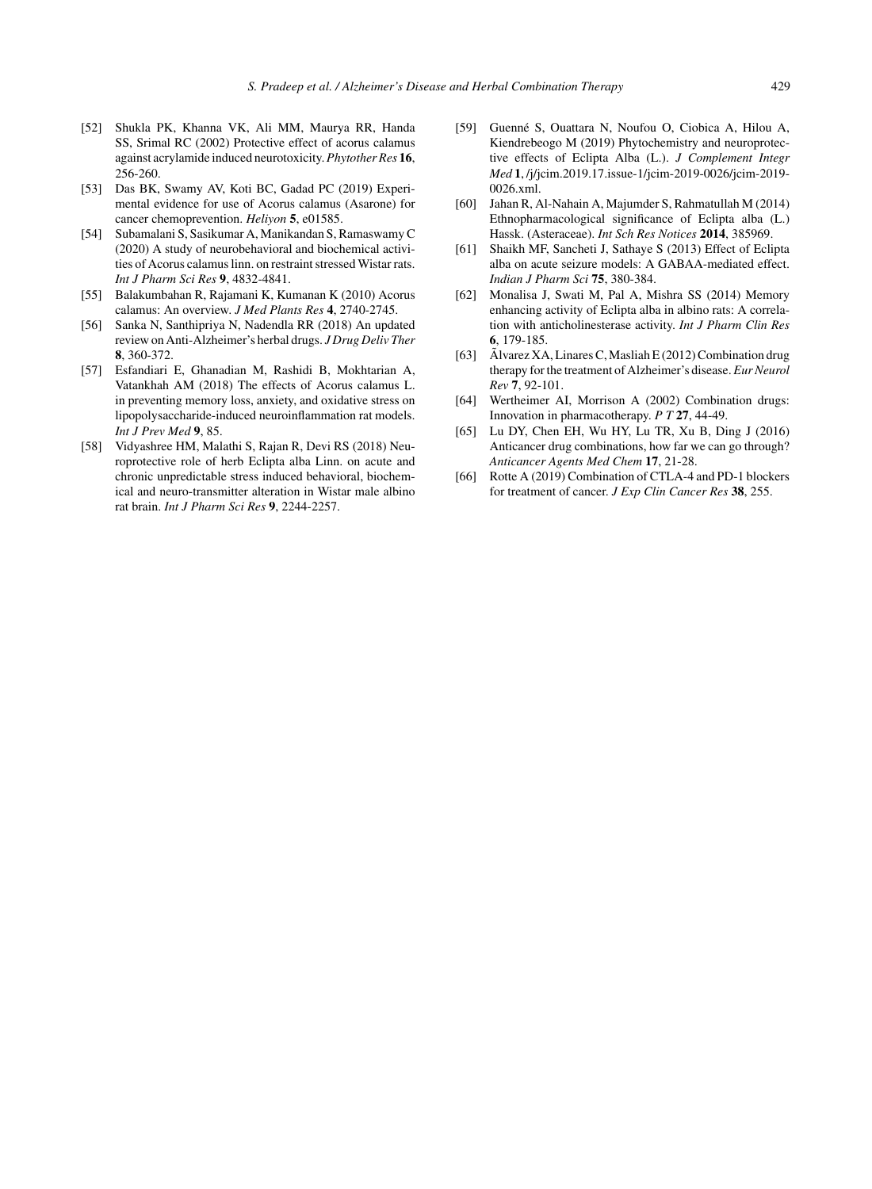[52] Shukla PK, Khanna VK, Ali MM, Maurya RR, Handa SS, Srimal RC (2002) Protective effect of acorus calamus against acrylamide induced neurotoxicity. *Phytother Res* **16**, 256-260.

[53] Das BK, Swamy AV, Koti BC, Gadad PC (2019) Experimental evidence for use of Acorus calamus (Asarone) for cancer chemoprevention. *Heliyon* **5**, e01585.

[54] Subamalani S, Sasikumar A, Manikandan S, Ramaswamy C (2020) A study of neurobehavioral and biochemical activities of Acorus calamus linn. on restraint stressed Wistar rats. *Int J Pharm Sci Res* **9**, 4832-4841.

[55] Balakumbahan R, Rajamani K, Kumanan K (2010) Acorus calamus: An overview. *J Med Plants Res* **4**, 2740-2745.

[56] Sanka N, Santhipriya N, Nadendla RR (2018) An updated review on Anti-Alzheimer's herbal drugs. *J Drug Deliv Ther* **8**, 360-372.

[57] Esfandiari E, Ghanadian M, Rashidi B, Mokhtarian A, Vatankhah AM (2018) The effects of Acorus calamus L. in preventing memory loss, anxiety, and oxidative stress on lipopolysaccharide-induced neuroinflammation rat models. *Int J Prev Med* **9**, 85.

[58] Vidyashree HM, Malathi S, Rajan R, Devi RS (2018) Neuroprotective role of herb Eclipta alba Linn. on acute and chronic unpredictable stress induced behavioral, biochemical and neuro-transmitter alteration in Wistar male albino rat brain. *Int J Pharm Sci Res* **9**, 2244-2257.

[59] Guenné S, Ouattara N, Noufou O, Ciobica A, Hilou A, Kiendrebeogo M (2019) Phytochemistry and neuroprotective effects of Eclipta Alba (L.). *J Complement Integr Med* **1**, /j/jcim.2019.17.issue-1/jcim-2019-0026/jcim-2019-0026.xml.

[60] Jahan R, Al-Nahain A, Majumder S, Rahmatullah M (2014) Ethnopharmacological significance of Eclipta alba (L.) Hassk. (Asteraceae). *Int Sch Res Notices* **2014**, 385969.

[61] Shaikh MF, Sancheti J, Sathaye S (2013) Effect of Eclipta alba on acute seizure models: A GABAA-mediated effect. *Indian J Pharm Sci* **75**, 380-384.

[62] Monalisa J, Swati M, Pal A, Mishra SS (2014) Memory enhancing activity of Eclipta alba in albino rats: A correlation with anticholinesterase activity. *Int J Pharm Clin Res* **6**, 179-185.

[63] Ãlvarez XA, Linares C, Masliah E (2012) Combination drug therapy for the treatment of Alzheimer's disease. *Eur Neurol Rev* **7**, 92-101.

[64] Wertheimer AI, Morrison A (2002) Combination drugs: Innovation in pharmacotherapy. *P T* **27**, 44-49.

[65] Lu DY, Chen EH, Wu HY, Lu TR, Xu B, Ding J (2016) Anticancer drug combinations, how far we can go through? *Anticancer Agents Med Chem* **17**, 21-28.

[66] Rotte A (2019) Combination of CTLA-4 and PD-1 blockers for treatment of cancer. *J Exp Clin Cancer Res* **38**, 255.